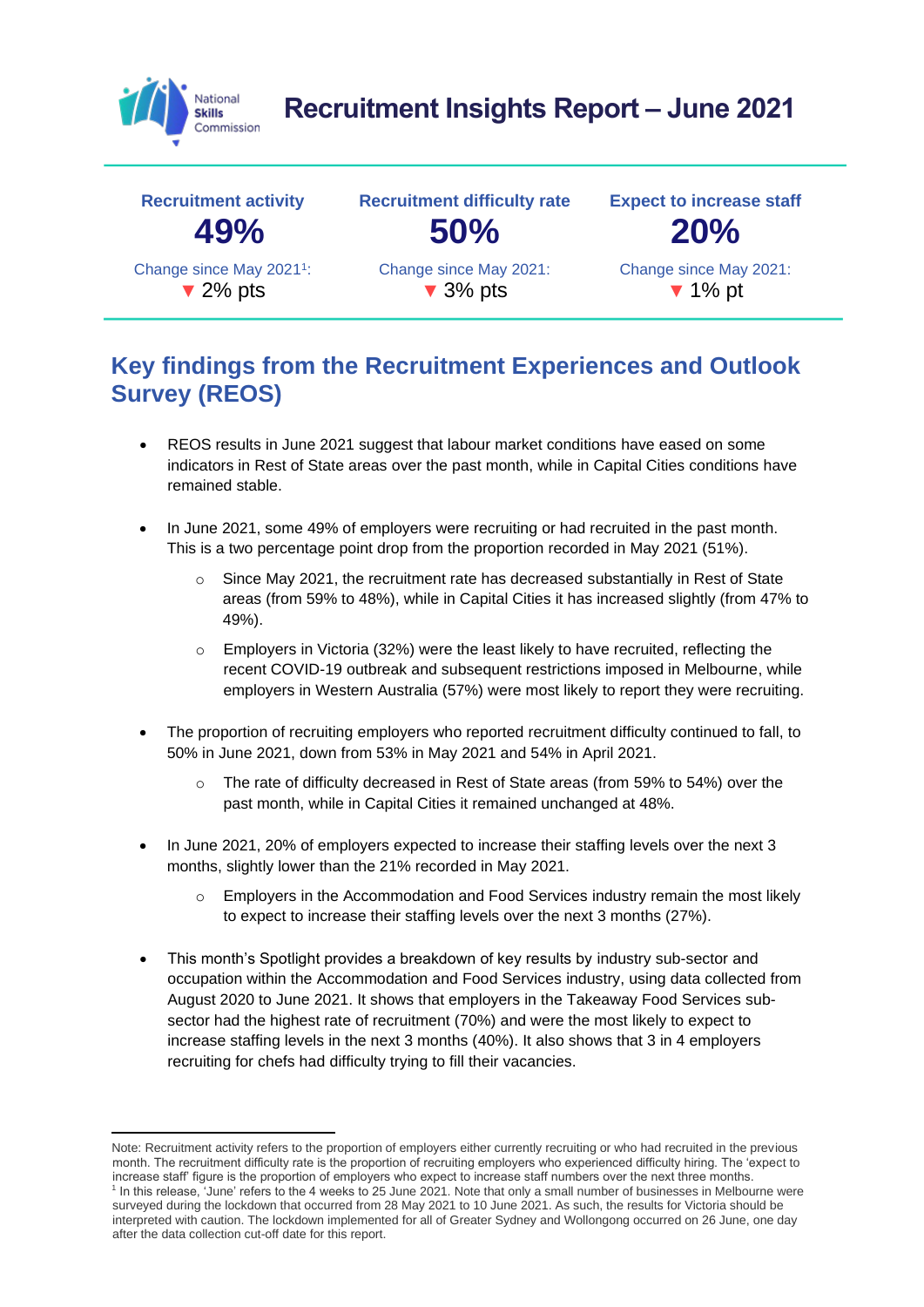# Recruitment Insights Report – June 2021

| Recruitment activity | Recruitment difficulty rate | Expect to increase staff |
| --- | --- | --- |
| **49%** | **50%** | **20%** |
| Change since May 2021[1]: ▼ 2% pts | Change since May 2021: ▼ 3% pts | Change since May 2021: ▼ 1% pt |

## Key findings from the Recruitment Experiences and Outlook Survey (REOS)

- REOS results in June 2021 suggest that labour market conditions have eased on some indicators in Rest of State areas over the past month, while in Capital Cities conditions have remained stable.

- In June 2021, some 49% of employers were recruiting or had recruited in the past month. This is a two percentage point drop from the proportion recorded in May 2021 (51%).
  - Since May 2021, the recruitment rate has decreased substantially in Rest of State areas (from 59% to 48%), while in Capital Cities it has increased slightly (from 47% to 49%).
  - Employers in Victoria (32%) were the least likely to have recruited, reflecting the recent COVID-19 outbreak and subsequent restrictions imposed in Melbourne, while employers in Western Australia (57%) were most likely to report they were recruiting.

- The proportion of recruiting employers who reported recruitment difficulty continued to fall, to 50% in June 2021, down from 53% in May 2021 and 54% in April 2021.
  - The rate of difficulty decreased in Rest of State areas (from 59% to 54%) over the past month, while in Capital Cities it remained unchanged at 48%.

- In June 2021, 20% of employers expected to increase their staffing levels over the next 3 months, slightly lower than the 21% recorded in May 2021.
  - Employers in the Accommodation and Food Services industry remain the most likely to expect to increase their staffing levels over the next 3 months (27%).

- This month's Spotlight provides a breakdown of key results by industry sub-sector and occupation within the Accommodation and Food Services industry, using data collected from August 2020 to June 2021. It shows that employers in the Takeaway Food Services sub-sector had the highest rate of recruitment (70%) and were the most likely to expect to increase staffing levels in the next 3 months (40%). It also shows that 3 in 4 employers recruiting for chefs had difficulty trying to fill their vacancies.

---

Note: Recruitment activity refers to the proportion of employers either currently recruiting or who had recruited in the previous month. The recruitment difficulty rate is the proportion of recruiting employers who experienced difficulty hiring. The 'expect to increase staff' figure is the proportion of employers who expect to increase staff numbers over the next three months.

[1] In this release, 'June' refers to the 4 weeks to 25 June 2021. Note that only a small number of businesses in Melbourne were surveyed during the lockdown that occurred from 28 May 2021 to 10 June 2021. As such, the results for Victoria should be interpreted with caution. The lockdown implemented for all of Greater Sydney and Wollongong occurred on 26 June, one day after the data collection cut-off date for this report.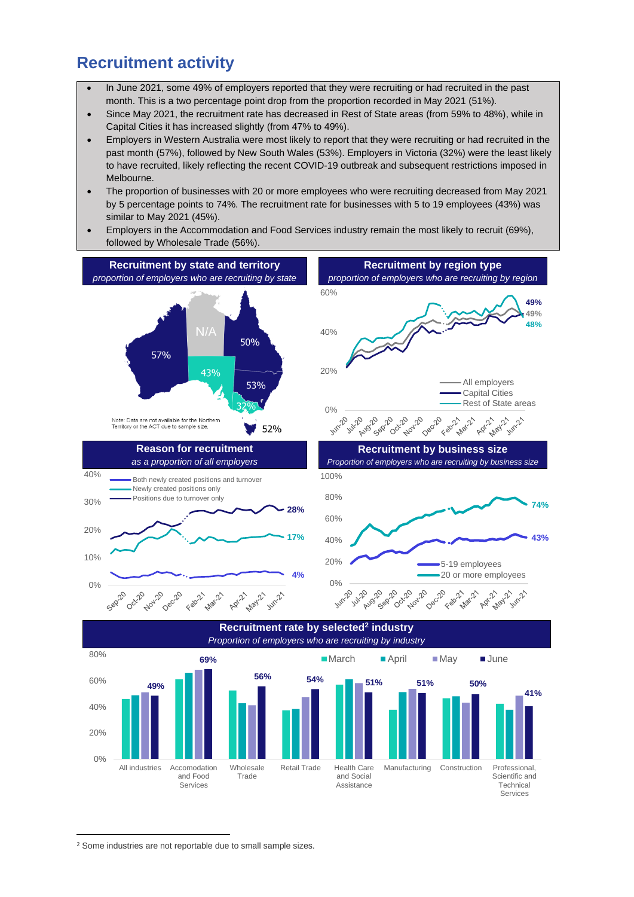# Recruitment activity

- In June 2021, some 49% of employers reported that they were recruiting or had recruited in the past month. This is a two percentage point drop from the proportion recorded in May 2021 (51%).
- Since May 2021, the recruitment rate has decreased in Rest of State areas (from 59% to 48%), while in Capital Cities it has increased slightly (from 47% to 49%).
- Employers in Western Australia were most likely to report that they were recruiting or had recruited in the past month (57%), followed by New South Wales (53%). Employers in Victoria (32%) were the least likely to have recruited, likely reflecting the recent COVID-19 outbreak and subsequent restrictions imposed in Melbourne.
- The proportion of businesses with 20 or more employees who were recruiting decreased from May 2021 by 5 percentage points to 74%. The recruitment rate for businesses with 5 to 19 employees (43%) was similar to May 2021 (45%).
- Employers in the Accommodation and Food Services industry remain the most likely to recruit (69%), followed by Wholesale Trade (56%).

**Recruitment by state and territory**
*proportion of employers who are recruiting by state*

| State | Proportion |
|---|---|
| Western Australia | 57% |
| Northern Territory | N/A |
| Queensland | 50% |
| South Australia | 43% |
| New South Wales | 53% |
| Victoria | 32% |
| Tasmania | 52% |

Note: Data are not available for the Northern Territory or the ACT due to sample size.

**Recruitment by region type**
*proportion of employers who are recruiting by region*

Jun-20 to Jun-21: All employers 49%; Capital Cities 49%; Rest of State areas 48%

**Reason for recruitment**
*as a proportion of all employers*

Sep-20 to Jun-21: Positions due to turnover only 28%; Newly created positions only 17%; Both newly created positions and turnover 4%

**Recruitment by business size**
*Proportion of employers who are recruiting by business size*

Jun-20 to Jun-21: 20 or more employees 74%; 5-19 employees 43%

**Recruitment rate by selected[2] industry**
*Proportion of employers who are recruiting by industry*

| Industry | June |
|---|---|
| All industries | 49% |
| Accomodation and Food Services | 69% |
| Wholesale Trade | 56% |
| Retail Trade | 54% |
| Health Care and Social Assistance | 51% |
| Manufacturing | 51% |
| Construction | 50% |
| Professional, Scientific and Technical Services | 41% |

[2] Some industries are not reportable due to small sample sizes.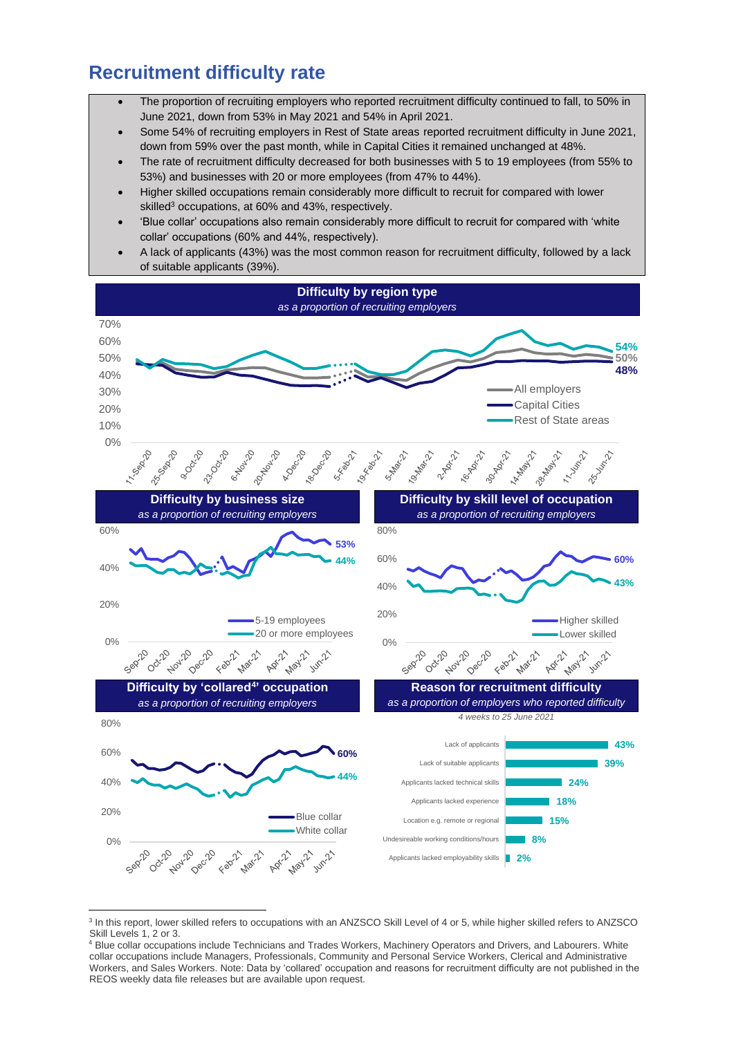## Recruitment difficulty rate

- The proportion of recruiting employers who reported recruitment difficulty continued to fall, to 50% in June 2021, down from 53% in May 2021 and 54% in April 2021.
- Some 54% of recruiting employers in Rest of State areas reported recruitment difficulty in June 2021, down from 59% over the past month, while in Capital Cities it remained unchanged at 48%.
- The rate of recruitment difficulty decreased for both businesses with 5 to 19 employees (from 55% to 53%) and businesses with 20 or more employees (from 47% to 44%).
- Higher skilled occupations remain considerably more difficult to recruit for compared with lower skilled[3] occupations, at 60% and 43%, respectively.
- 'Blue collar' occupations also remain considerably more difficult to recruit for compared with 'white collar' occupations (60% and 44%, respectively).
- A lack of applicants (43%) was the most common reason for recruitment difficulty, followed by a lack of suitable applicants (39%).

**Difficulty by region type**
*as a proportion of recruiting employers*

Latest (25-Jun-21): Rest of State areas 54%; All employers 50%; Capital Cities 48%

**Difficulty by business size**
*as a proportion of recruiting employers*

Latest (Jun-21): 5-19 employees 53%; 20 or more employees 44%

**Difficulty by skill level of occupation**
*as a proportion of recruiting employers*

Latest (Jun-21): Higher skilled 60%; Lower skilled 43%

**Difficulty by 'collared[4]' occupation**
*as a proportion of recruiting employers*

Latest (Jun-21): Blue collar 60%; White collar 44%

**Reason for recruitment difficulty**
*as a proportion of employers who reported difficulty*
*4 weeks to 25 June 2021*

| Reason | Proportion |
|---|---|
| Lack of applicants | 43% |
| Lack of suitable applicants | 39% |
| Applicants lacked technical skills | 24% |
| Applicants lacked experience | 18% |
| Location e.g. remote or regional | 15% |
| Undesireable working conditions/hours | 8% |
| Applicants lacked employability skills | 2% |

---

[3] In this report, lower skilled refers to occupations with an ANZSCO Skill Level of 4 or 5, while higher skilled refers to ANZSCO Skill Levels 1, 2 or 3.

[4] Blue collar occupations include Technicians and Trades Workers, Machinery Operators and Drivers, and Labourers. White collar occupations include Managers, Professionals, Community and Personal Service Workers, Clerical and Administrative Workers, and Sales Workers. Note: Data by 'collared' occupation and reasons for recruitment difficulty are not published in the REOS weekly data file releases but are available upon request.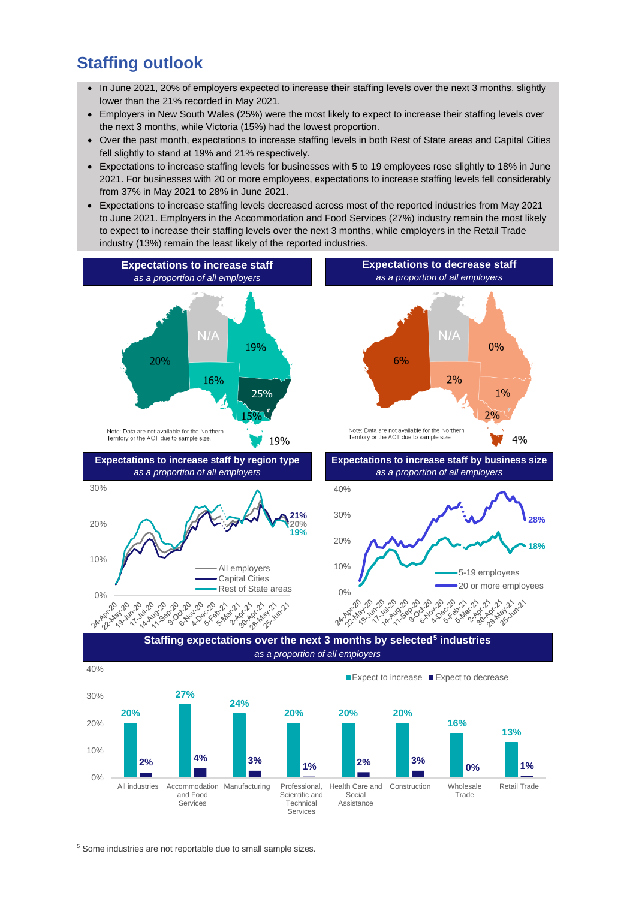## Staffing outlook

- In June 2021, 20% of employers expected to increase their staffing levels over the next 3 months, slightly lower than the 21% recorded in May 2021.
- Employers in New South Wales (25%) were the most likely to expect to increase their staffing levels over the next 3 months, while Victoria (15%) had the lowest proportion.
- Over the past month, expectations to increase staffing levels in both Rest of State areas and Capital Cities fell slightly to stand at 19% and 21% respectively.
- Expectations to increase staffing levels for businesses with 5 to 19 employees rose slightly to 18% in June 2021. For businesses with 20 or more employees, expectations to increase staffing levels fell considerably from 37% in May 2021 to 28% in June 2021.
- Expectations to increase staffing levels decreased across most of the reported industries from May 2021 to June 2021. Employers in the Accommodation and Food Services (27%) industry remain the most likely to expect to increase their staffing levels over the next 3 months, while employers in the Retail Trade industry (13%) remain the least likely of the reported industries.

**Expectations to increase staff**
*as a proportion of all employers*

| State | Expect to increase |
|---|---|
| WA | 20% |
| NT | N/A |
| QLD | 19% |
| SA | 16% |
| NSW | 25% |
| VIC | 15% |
| TAS | 19% |

Note: Data are not available for the Northern Territory or the ACT due to sample size.

**Expectations to decrease staff**
*as a proportion of all employers*

| State | Expect to decrease |
|---|---|
| WA | 6% |
| NT | N/A |
| QLD | 0% |
| SA | 2% |
| NSW | 1% |
| VIC | 2% |
| TAS | 4% |

Note: Data are not available for the Northern Territory or the ACT due to sample size.

**Expectations to increase staff by region type**
*as a proportion of all employers*

Latest values: Capital Cities 21%, All employers 20%, Rest of State areas 19%

**Expectations to increase staff by business size**
*as a proportion of all employers*

Latest values: 20 or more employees 28%, 5-19 employees 18%

**Staffing expectations over the next 3 months by selected[5] industries**
*as a proportion of all employers*

| Industry | Expect to increase | Expect to decrease |
|---|---|---|
| All industries | 20% | 2% |
| Accommodation and Food Services | 27% | 4% |
| Manufacturing | 24% | 3% |
| Professional, Scientific and Technical Services | 20% | 1% |
| Health Care and Social Assistance | 20% | 2% |
| Construction | 20% | 3% |
| Wholesale Trade | 16% | 0% |
| Retail Trade | 13% | 1% |

[5] Some industries are not reportable due to small sample sizes.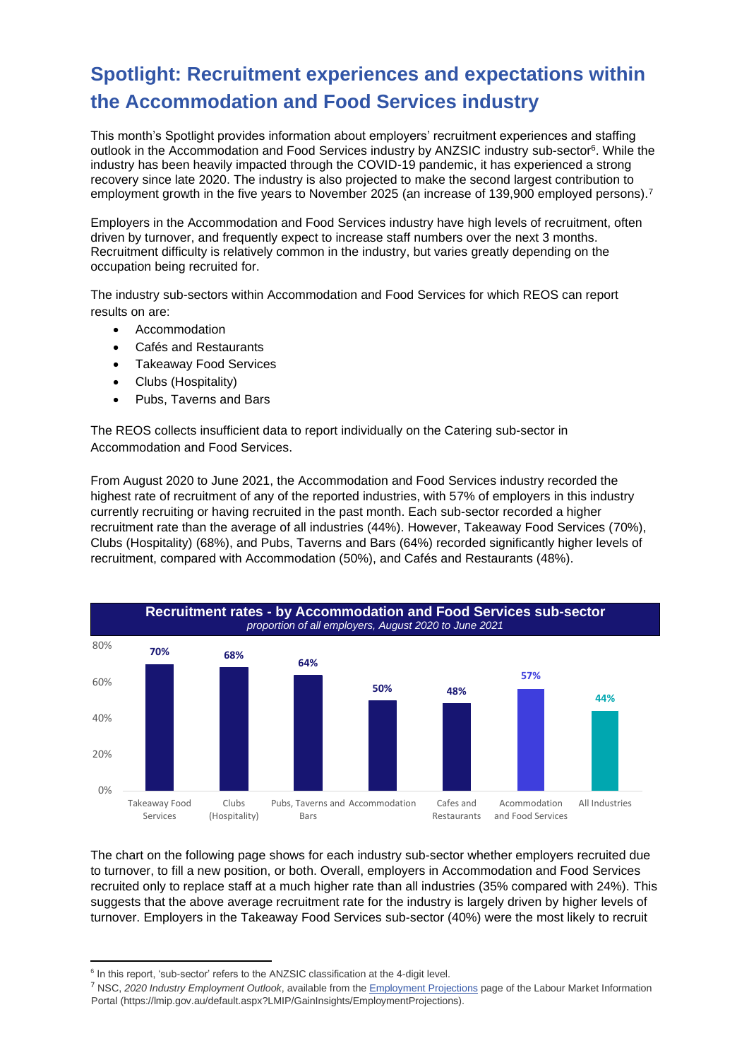## Spotlight: Recruitment experiences and expectations within the Accommodation and Food Services industry

This month's Spotlight provides information about employers' recruitment experiences and staffing outlook in the Accommodation and Food Services industry by ANZSIC industry sub-sector[6]. While the industry has been heavily impacted through the COVID-19 pandemic, it has experienced a strong recovery since late 2020. The industry is also projected to make the second largest contribution to employment growth in the five years to November 2025 (an increase of 139,900 employed persons).[7]

Employers in the Accommodation and Food Services industry have high levels of recruitment, often driven by turnover, and frequently expect to increase staff numbers over the next 3 months. Recruitment difficulty is relatively common in the industry, but varies greatly depending on the occupation being recruited for.

The industry sub-sectors within Accommodation and Food Services for which REOS can report results on are:

- Accommodation
- Cafés and Restaurants
- Takeaway Food Services
- Clubs (Hospitality)
- Pubs, Taverns and Bars

The REOS collects insufficient data to report individually on the Catering sub-sector in Accommodation and Food Services.

From August 2020 to June 2021, the Accommodation and Food Services industry recorded the highest rate of recruitment of any of the reported industries, with 57% of employers in this industry currently recruiting or having recruited in the past month. Each sub-sector recorded a higher recruitment rate than the average of all industries (44%). However, Takeaway Food Services (70%), Clubs (Hospitality) (68%), and Pubs, Taverns and Bars (64%) recorded significantly higher levels of recruitment, compared with Accommodation (50%), and Cafés and Restaurants (48%).

**Recruitment rates - by Accommodation and Food Services sub-sector**
*proportion of all employers, August 2020 to June 2021*

| Sub-sector | Recruitment rate |
|---|---|
| Takeaway Food Services | 70% |
| Clubs (Hospitality) | 68% |
| Pubs, Taverns and Bars | 64% |
| Accommodation | 50% |
| Cafes and Restaurants | 48% |
| Acommodation and Food Services | 57% |
| All Industries | 44% |

The chart on the following page shows for each industry sub-sector whether employers recruited due to turnover, to fill a new position, or both. Overall, employers in Accommodation and Food Services recruited only to replace staff at a much higher rate than all industries (35% compared with 24%). This suggests that the above average recruitment rate for the industry is largely driven by higher levels of turnover. Employers in the Takeaway Food Services sub-sector (40%) were the most likely to recruit

---

[6] In this report, 'sub-sector' refers to the ANZSIC classification at the 4-digit level.

[7] NSC, *2020 Industry Employment Outlook*, available from the Employment Projections page of the Labour Market Information Portal (https://lmip.gov.au/default.aspx?LMIP/GainInsights/EmploymentProjections).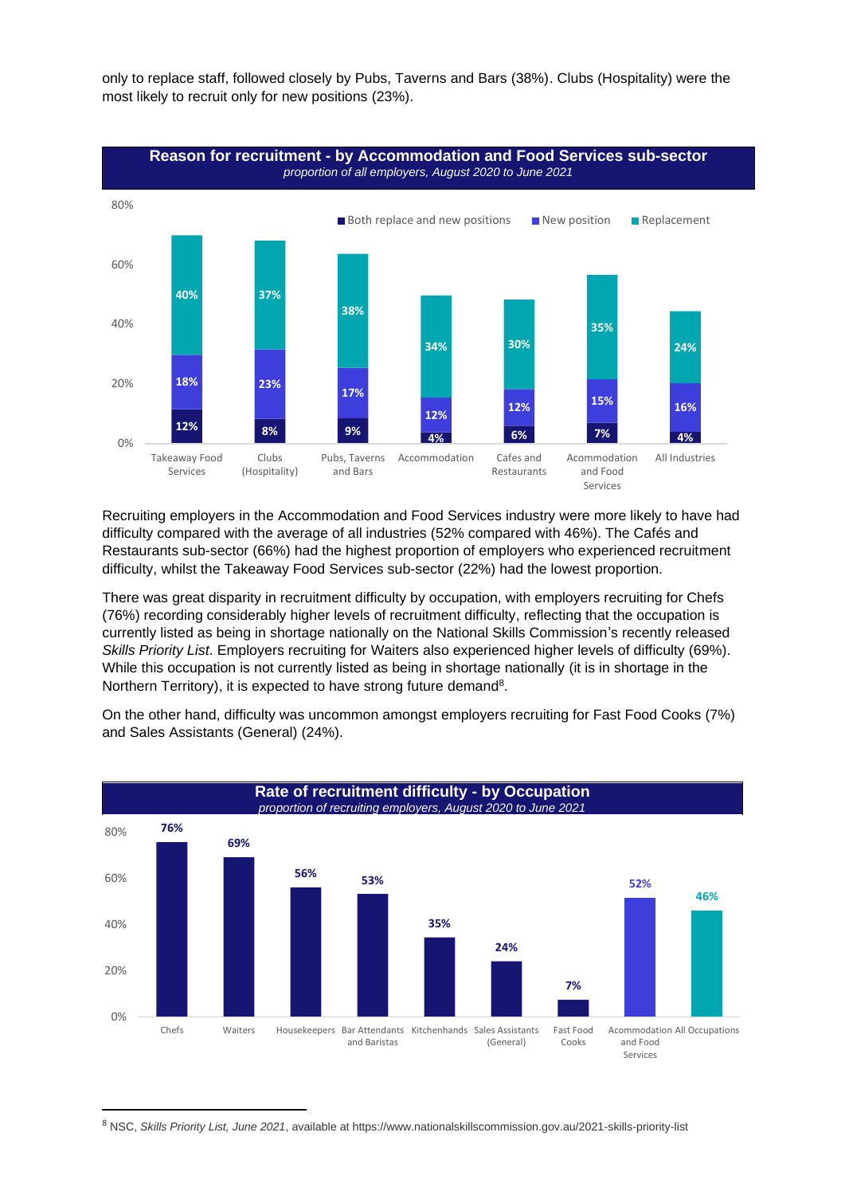only to replace staff, followed closely by Pubs, Taverns and Bars (38%). Clubs (Hospitality) were the most likely to recruit only for new positions (23%).

**Reason for recruitment - by Accommodation and Food Services sub-sector**
*proportion of all employers, August 2020 to June 2021*

| Sub-sector | Both replace and new positions | New position | Replacement |
|---|---|---|---|
| Takeaway Food Services | 12% | 18% | 40% |
| Clubs (Hospitality) | 8% | 23% | 37% |
| Pubs, Taverns and Bars | 9% | 17% | 38% |
| Accommodation | 4% | 12% | 34% |
| Cafes and Restaurants | 6% | 12% | 30% |
| Accommodation and Food Services | 7% | 15% | 35% |
| All Industries | 4% | 16% | 24% |

Recruiting employers in the Accommodation and Food Services industry were more likely to have had difficulty compared with the average of all industries (52% compared with 46%). The Cafés and Restaurants sub-sector (66%) had the highest proportion of employers who experienced recruitment difficulty, whilst the Takeaway Food Services sub-sector (22%) had the lowest proportion.

There was great disparity in recruitment difficulty by occupation, with employers recruiting for Chefs (76%) recording considerably higher levels of recruitment difficulty, reflecting that the occupation is currently listed as being in shortage nationally on the National Skills Commission's recently released *Skills Priority List*. Employers recruiting for Waiters also experienced higher levels of difficulty (69%). While this occupation is not currently listed as being in shortage nationally (it is in shortage in the Northern Territory), it is expected to have strong future demand[8].

On the other hand, difficulty was uncommon amongst employers recruiting for Fast Food Cooks (7%) and Sales Assistants (General) (24%).

**Rate of recruitment difficulty - by Occupation**
*proportion of recruiting employers, August 2020 to June 2021*

| Occupation | Rate of recruitment difficulty |
|---|---|
| Chefs | 76% |
| Waiters | 69% |
| Housekeepers | 56% |
| Bar Attendants and Baristas | 53% |
| Kitchenhands | 35% |
| Sales Assistants (General) | 24% |
| Fast Food Cooks | 7% |
| Accommodation and Food Services | 52% |
| All Occupations | 46% |

[8] NSC, *Skills Priority List, June 2021*, available at https://www.nationalskillscommission.gov.au/2021-skills-priority-list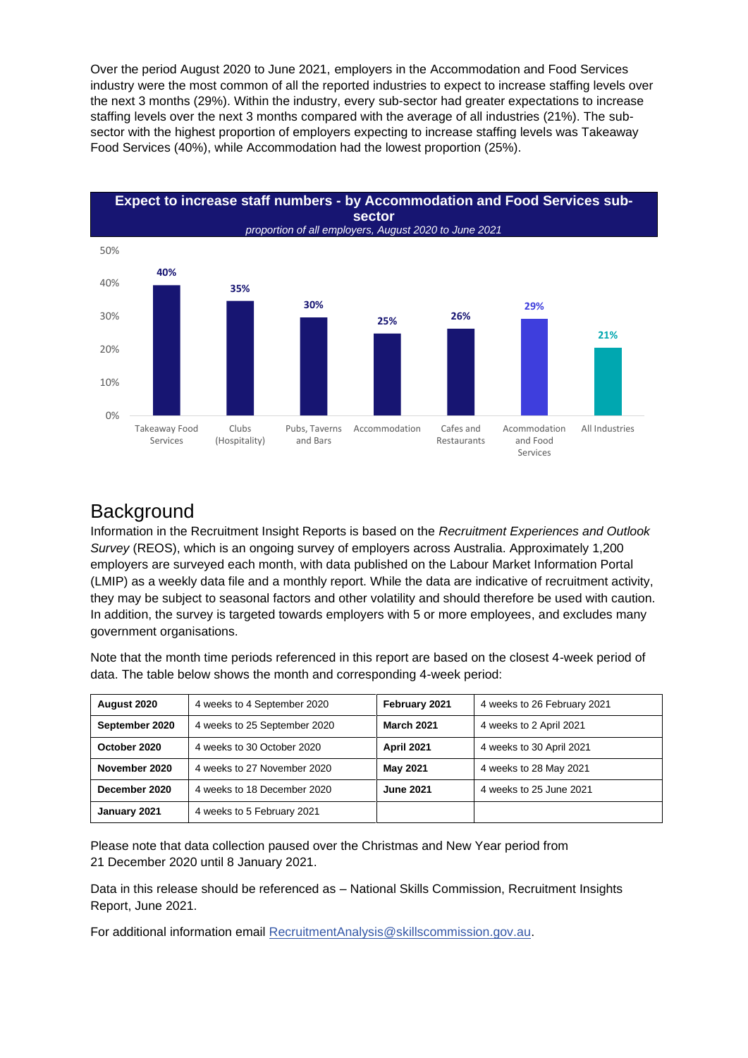Over the period August 2020 to June 2021, employers in the Accommodation and Food Services industry were the most common of all the reported industries to expect to increase staffing levels over the next 3 months (29%). Within the industry, every sub-sector had greater expectations to increase staffing levels over the next 3 months compared with the average of all industries (21%). The sub-sector with the highest proportion of employers expecting to increase staffing levels was Takeaway Food Services (40%), while Accommodation had the lowest proportion (25%).

**Expect to increase staff numbers - by Accommodation and Food Services sub-sector**

*proportion of all employers, August 2020 to June 2021*

50%
40%
30%
20%
10%
0%

40%
35%
30%
25%
26%
29%
21%

Takeaway Food Services
Clubs (Hospitality)
Pubs, Taverns and Bars
Accommodation
Cafes and Restaurants
Acommodation and Food Services
All Industries

## Background

Information in the Recruitment Insight Reports is based on the *Recruitment Experiences and Outlook Survey* (REOS), which is an ongoing survey of employers across Australia. Approximately 1,200 employers are surveyed each month, with data published on the Labour Market Information Portal (LMIP) as a weekly data file and a monthly report. While the data are indicative of recruitment activity, they may be subject to seasonal factors and other volatility and should therefore be used with caution. In addition, the survey is targeted towards employers with 5 or more employees, and excludes many government organisations.

Note that the month time periods referenced in this report are based on the closest 4-week period of data. The table below shows the month and corresponding 4-week period:

| | | | |
|---|---|---|---|
| **August 2020** | 4 weeks to 4 September 2020 | **February 2021** | 4 weeks to 26 February 2021 |
| **September 2020** | 4 weeks to 25 September 2020 | **March 2021** | 4 weeks to 2 April 2021 |
| **October 2020** | 4 weeks to 30 October 2020 | **April 2021** | 4 weeks to 30 April 2021 |
| **November 2020** | 4 weeks to 27 November 2020 | **May 2021** | 4 weeks to 28 May 2021 |
| **December 2020** | 4 weeks to 18 December 2020 | **June 2021** | 4 weeks to 25 June 2021 |
| **January 2021** | 4 weeks to 5 February 2021 | | |

Please note that data collection paused over the Christmas and New Year period from 21 December 2020 until 8 January 2021.

Data in this release should be referenced as – National Skills Commission, Recruitment Insights Report, June 2021.

For additional information email RecruitmentAnalysis@skillscommission.gov.au.